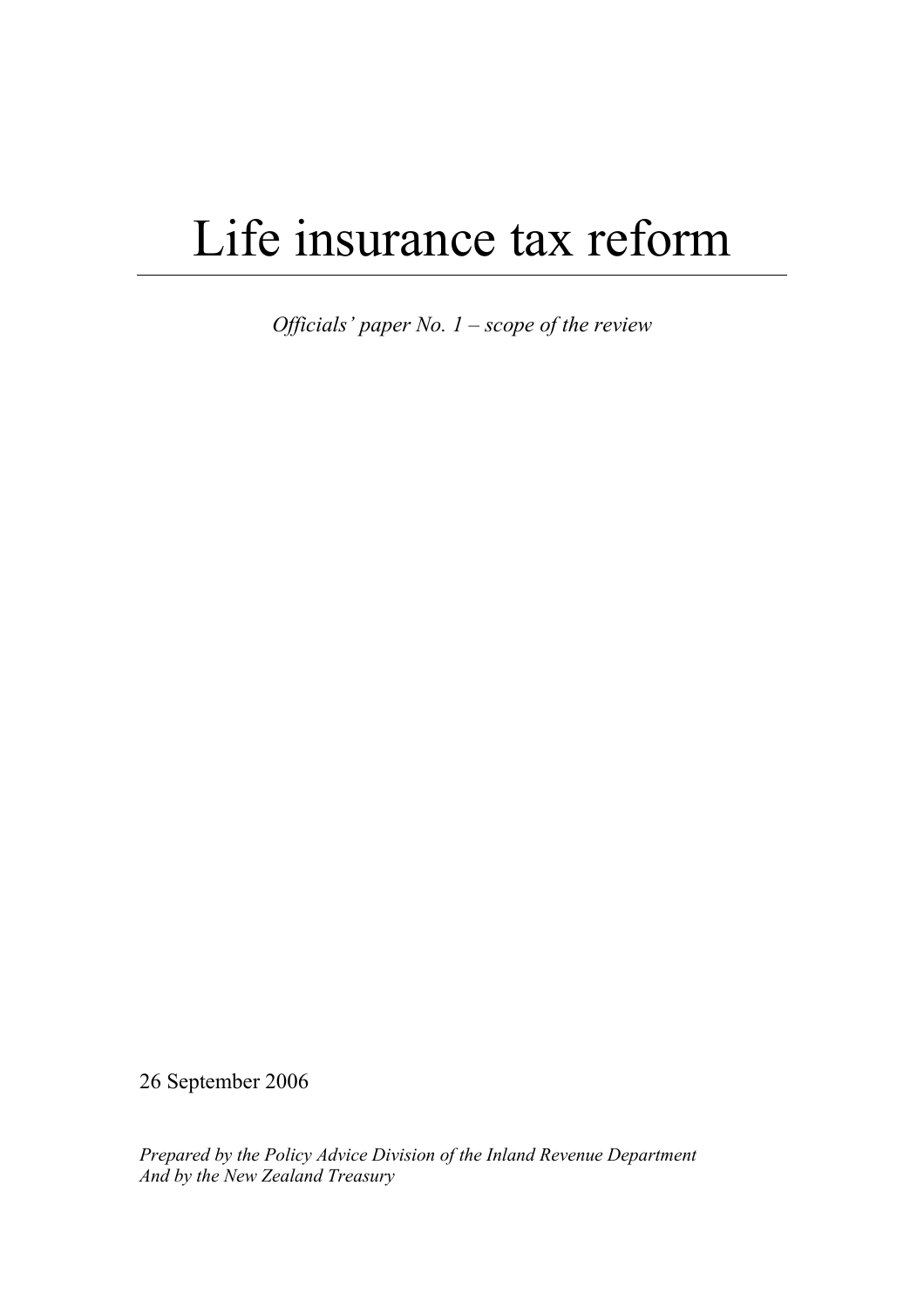# Life insurance tax reform

*Officials' paper No. 1 – scope of the review*

26 September 2006

*Prepared by the Policy Advice Division of the Inland Revenue Department*
*And by the New Zealand Treasury*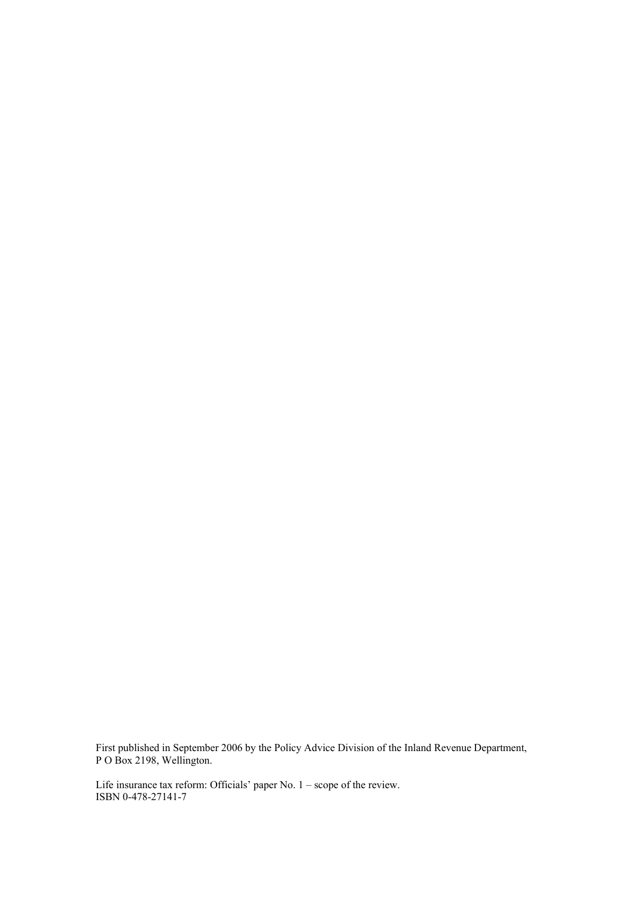First published in September 2006 by the Policy Advice Division of the Inland Revenue Department, P O Box 2198, Wellington.

Life insurance tax reform: Officials' paper No. 1 – scope of the review.
ISBN 0-478-27141-7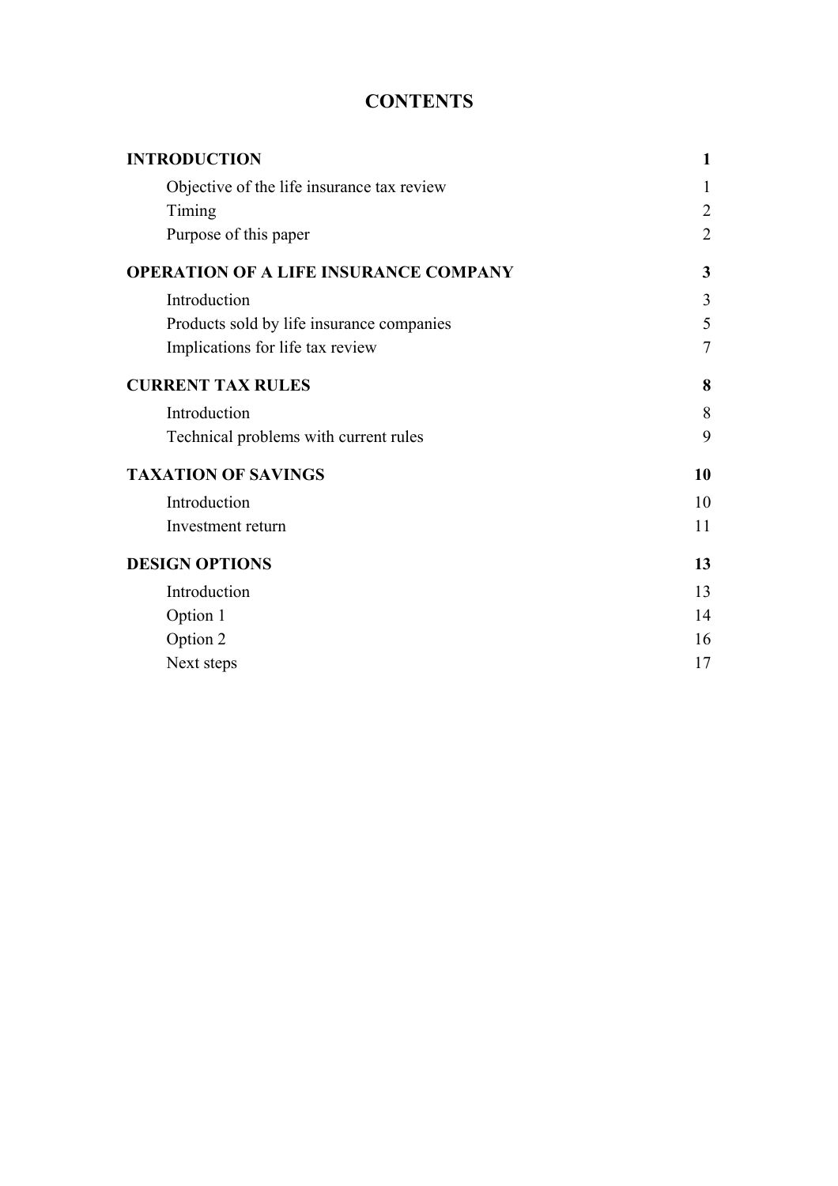# CONTENTS

| | |
|---|---|
| **INTRODUCTION** | **1** |
| Objective of the life insurance tax review | 1 |
| Timing | 2 |
| Purpose of this paper | 2 |
| **OPERATION OF A LIFE INSURANCE COMPANY** | **3** |
| Introduction | 3 |
| Products sold by life insurance companies | 5 |
| Implications for life tax review | 7 |
| **CURRENT TAX RULES** | **8** |
| Introduction | 8 |
| Technical problems with current rules | 9 |
| **TAXATION OF SAVINGS** | **10** |
| Introduction | 10 |
| Investment return | 11 |
| **DESIGN OPTIONS** | **13** |
| Introduction | 13 |
| Option 1 | 14 |
| Option 2 | 16 |
| Next steps | 17 |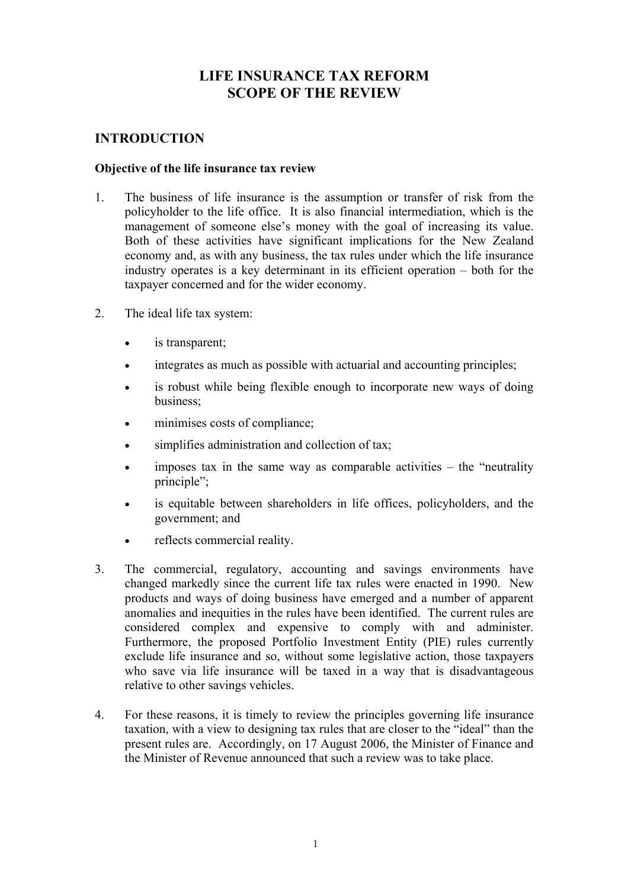# LIFE INSURANCE TAX REFORM
# SCOPE OF THE REVIEW

## INTRODUCTION

### Objective of the life insurance tax review

1. The business of life insurance is the assumption or transfer of risk from the policyholder to the life office. It is also financial intermediation, which is the management of someone else's money with the goal of increasing its value. Both of these activities have significant implications for the New Zealand economy and, as with any business, the tax rules under which the life insurance industry operates is a key determinant in its efficient operation – both for the taxpayer concerned and for the wider economy.

2. The ideal life tax system:
   - is transparent;
   - integrates as much as possible with actuarial and accounting principles;
   - is robust while being flexible enough to incorporate new ways of doing business;
   - minimises costs of compliance;
   - simplifies administration and collection of tax;
   - imposes tax in the same way as comparable activities – the "neutrality principle";
   - is equitable between shareholders in life offices, policyholders, and the government; and
   - reflects commercial reality.

3. The commercial, regulatory, accounting and savings environments have changed markedly since the current life tax rules were enacted in 1990. New products and ways of doing business have emerged and a number of apparent anomalies and inequities in the rules have been identified. The current rules are considered complex and expensive to comply with and administer. Furthermore, the proposed Portfolio Investment Entity (PIE) rules currently exclude life insurance and so, without some legislative action, those taxpayers who save via life insurance will be taxed in a way that is disadvantageous relative to other savings vehicles.

4. For these reasons, it is timely to review the principles governing life insurance taxation, with a view to designing tax rules that are closer to the "ideal" than the present rules are. Accordingly, on 17 August 2006, the Minister of Finance and the Minister of Revenue announced that such a review was to take place.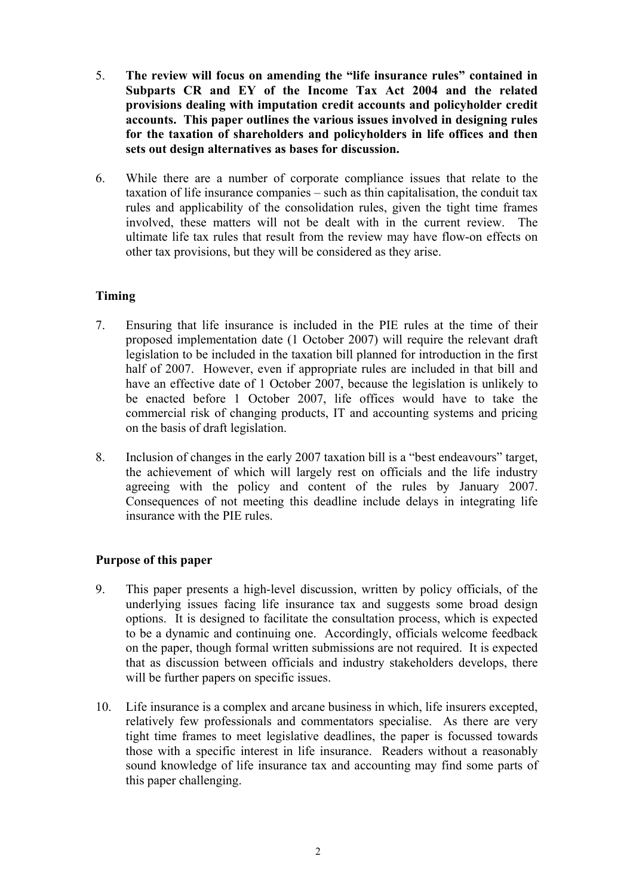5. **The review will focus on amending the "life insurance rules" contained in Subparts CR and EY of the Income Tax Act 2004 and the related provisions dealing with imputation credit accounts and policyholder credit accounts. This paper outlines the various issues involved in designing rules for the taxation of shareholders and policyholders in life offices and then sets out design alternatives as bases for discussion.**

6. While there are a number of corporate compliance issues that relate to the taxation of life insurance companies – such as thin capitalisation, the conduit tax rules and applicability of the consolidation rules, given the tight time frames involved, these matters will not be dealt with in the current review. The ultimate life tax rules that result from the review may have flow-on effects on other tax provisions, but they will be considered as they arise.

## Timing

7. Ensuring that life insurance is included in the PIE rules at the time of their proposed implementation date (1 October 2007) will require the relevant draft legislation to be included in the taxation bill planned for introduction in the first half of 2007. However, even if appropriate rules are included in that bill and have an effective date of 1 October 2007, because the legislation is unlikely to be enacted before 1 October 2007, life offices would have to take the commercial risk of changing products, IT and accounting systems and pricing on the basis of draft legislation.

8. Inclusion of changes in the early 2007 taxation bill is a "best endeavours" target, the achievement of which will largely rest on officials and the life industry agreeing with the policy and content of the rules by January 2007. Consequences of not meeting this deadline include delays in integrating life insurance with the PIE rules.

## Purpose of this paper

9. This paper presents a high-level discussion, written by policy officials, of the underlying issues facing life insurance tax and suggests some broad design options. It is designed to facilitate the consultation process, which is expected to be a dynamic and continuing one. Accordingly, officials welcome feedback on the paper, though formal written submissions are not required. It is expected that as discussion between officials and industry stakeholders develops, there will be further papers on specific issues.

10. Life insurance is a complex and arcane business in which, life insurers excepted, relatively few professionals and commentators specialise. As there are very tight time frames to meet legislative deadlines, the paper is focussed towards those with a specific interest in life insurance. Readers without a reasonably sound knowledge of life insurance tax and accounting may find some parts of this paper challenging.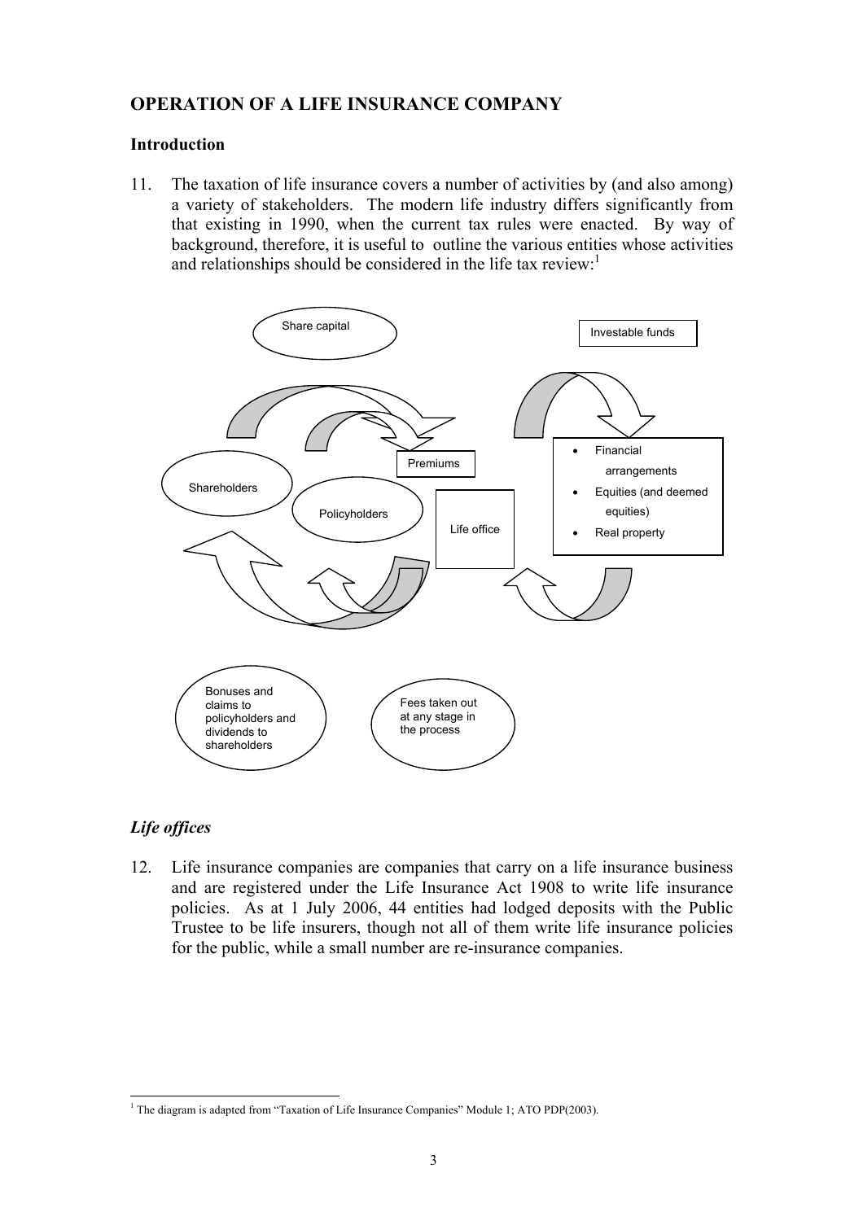## OPERATION OF A LIFE INSURANCE COMPANY

### Introduction

11. The taxation of life insurance covers a number of activities by (and also among) a variety of stakeholders. The modern life industry differs significantly from that existing in 1990, when the current tax rules were enacted. By way of background, therefore, it is useful to outline the various entities whose activities and relationships should be considered in the life tax review:[1]

Share capital

Investable funds

Premiums

Shareholders

Policyholders

Life office

- Financial arrangements
- Equities (and deemed equities)
- Real property

Bonuses and claims to policyholders and dividends to shareholders

Fees taken out at any stage in the process

### *Life offices*

12. Life insurance companies are companies that carry on a life insurance business and are registered under the Life Insurance Act 1908 to write life insurance policies. As at 1 July 2006, 44 entities had lodged deposits with the Public Trustee to be life insurers, though not all of them write life insurance policies for the public, while a small number are re-insurance companies.

[1] The diagram is adapted from "Taxation of Life Insurance Companies" Module 1; ATO PDP(2003).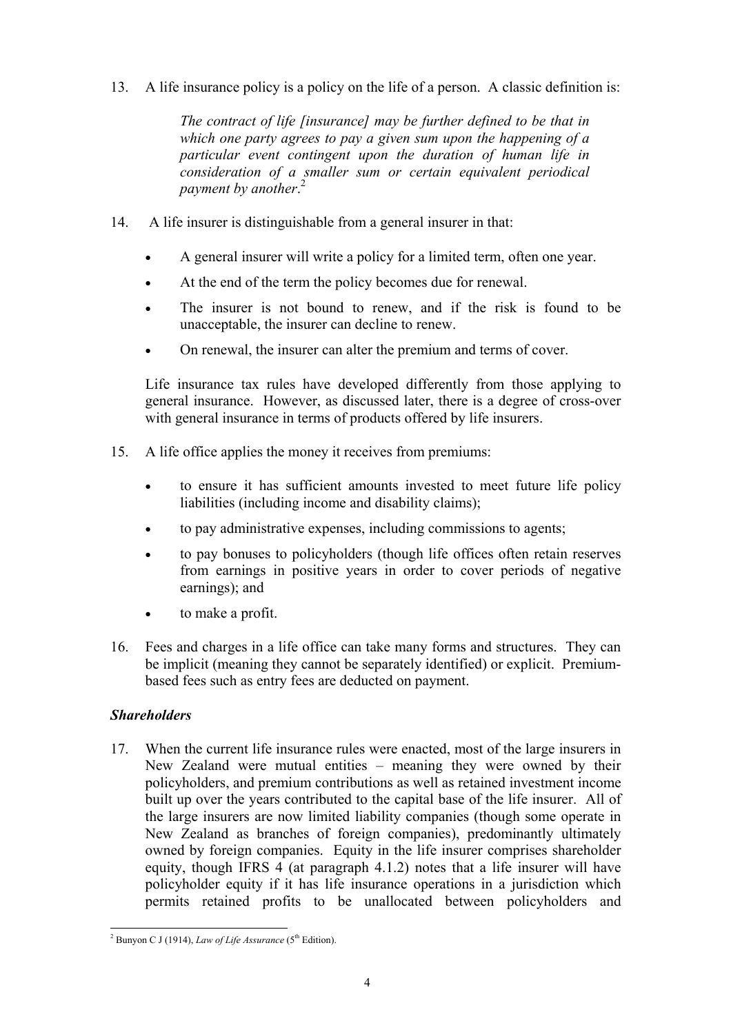13. A life insurance policy is a policy on the life of a person. A classic definition is:

> *The contract of life [insurance] may be further defined to be that in which one party agrees to pay a given sum upon the happening of a particular event contingent upon the duration of human life in consideration of a smaller sum or certain equivalent periodical payment by another*.[2]

14. A life insurer is distinguishable from a general insurer in that:

- A general insurer will write a policy for a limited term, often one year.
- At the end of the term the policy becomes due for renewal.
- The insurer is not bound to renew, and if the risk is found to be unacceptable, the insurer can decline to renew.
- On renewal, the insurer can alter the premium and terms of cover.

Life insurance tax rules have developed differently from those applying to general insurance. However, as discussed later, there is a degree of cross-over with general insurance in terms of products offered by life insurers.

15. A life office applies the money it receives from premiums:

- to ensure it has sufficient amounts invested to meet future life policy liabilities (including income and disability claims);
- to pay administrative expenses, including commissions to agents;
- to pay bonuses to policyholders (though life offices often retain reserves from earnings in positive years in order to cover periods of negative earnings); and
- to make a profit.

16. Fees and charges in a life office can take many forms and structures. They can be implicit (meaning they cannot be separately identified) or explicit. Premium-based fees such as entry fees are deducted on payment.

### *Shareholders*

17. When the current life insurance rules were enacted, most of the large insurers in New Zealand were mutual entities – meaning they were owned by their policyholders, and premium contributions as well as retained investment income built up over the years contributed to the capital base of the life insurer. All of the large insurers are now limited liability companies (though some operate in New Zealand as branches of foreign companies), predominantly ultimately owned by foreign companies. Equity in the life insurer comprises shareholder equity, though IFRS 4 (at paragraph 4.1.2) notes that a life insurer will have policyholder equity if it has life insurance operations in a jurisdiction which permits retained profits to be unallocated between policyholders and

---

[2] Bunyon C J (1914), *Law of Life Assurance* (5th Edition).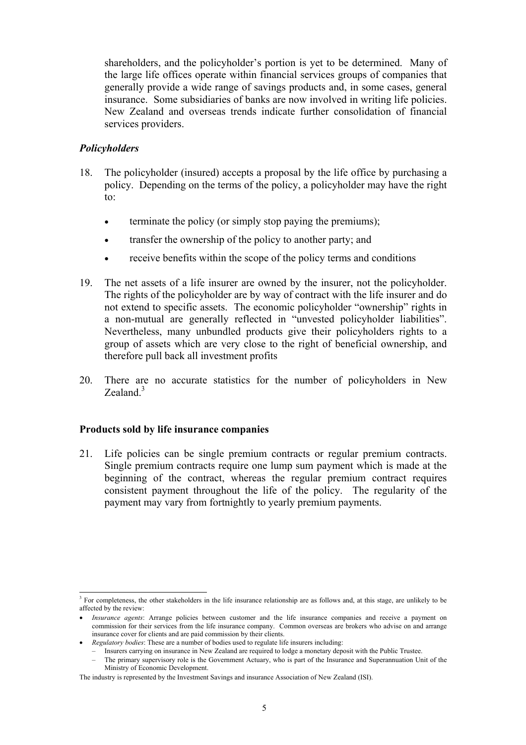shareholders, and the policyholder's portion is yet to be determined. Many of the large life offices operate within financial services groups of companies that generally provide a wide range of savings products and, in some cases, general insurance. Some subsidiaries of banks are now involved in writing life policies. New Zealand and overseas trends indicate further consolidation of financial services providers.

### *Policyholders*

18. The policyholder (insured) accepts a proposal by the life office by purchasing a policy. Depending on the terms of the policy, a policyholder may have the right to:

    - terminate the policy (or simply stop paying the premiums);
    - transfer the ownership of the policy to another party; and
    - receive benefits within the scope of the policy terms and conditions

19. The net assets of a life insurer are owned by the insurer, not the policyholder. The rights of the policyholder are by way of contract with the life insurer and do not extend to specific assets. The economic policyholder "ownership" rights in a non-mutual are generally reflected in "unvested policyholder liabilities". Nevertheless, many unbundled products give their policyholders rights to a group of assets which are very close to the right of beneficial ownership, and therefore pull back all investment profits

20. There are no accurate statistics for the number of policyholders in New Zealand.[3]

## Products sold by life insurance companies

21. Life policies can be single premium contracts or regular premium contracts. Single premium contracts require one lump sum payment which is made at the beginning of the contract, whereas the regular premium contract requires consistent payment throughout the life of the policy. The regularity of the payment may vary from fortnightly to yearly premium payments.

---

[3] For completeness, the other stakeholders in the life insurance relationship are as follows and, at this stage, are unlikely to be affected by the review:

- *Insurance agents*: Arrange policies between customer and the life insurance companies and receive a payment on commission for their services from the life insurance company. Common overseas are brokers who advise on and arrange insurance cover for clients and are paid commission by their clients.
- *Regulatory bodies*: These are a number of bodies used to regulate life insurers including:
  - Insurers carrying on insurance in New Zealand are required to lodge a monetary deposit with the Public Trustee.
  - The primary supervisory role is the Government Actuary, who is part of the Insurance and Superannuation Unit of the Ministry of Economic Development.

The industry is represented by the Investment Savings and insurance Association of New Zealand (ISI).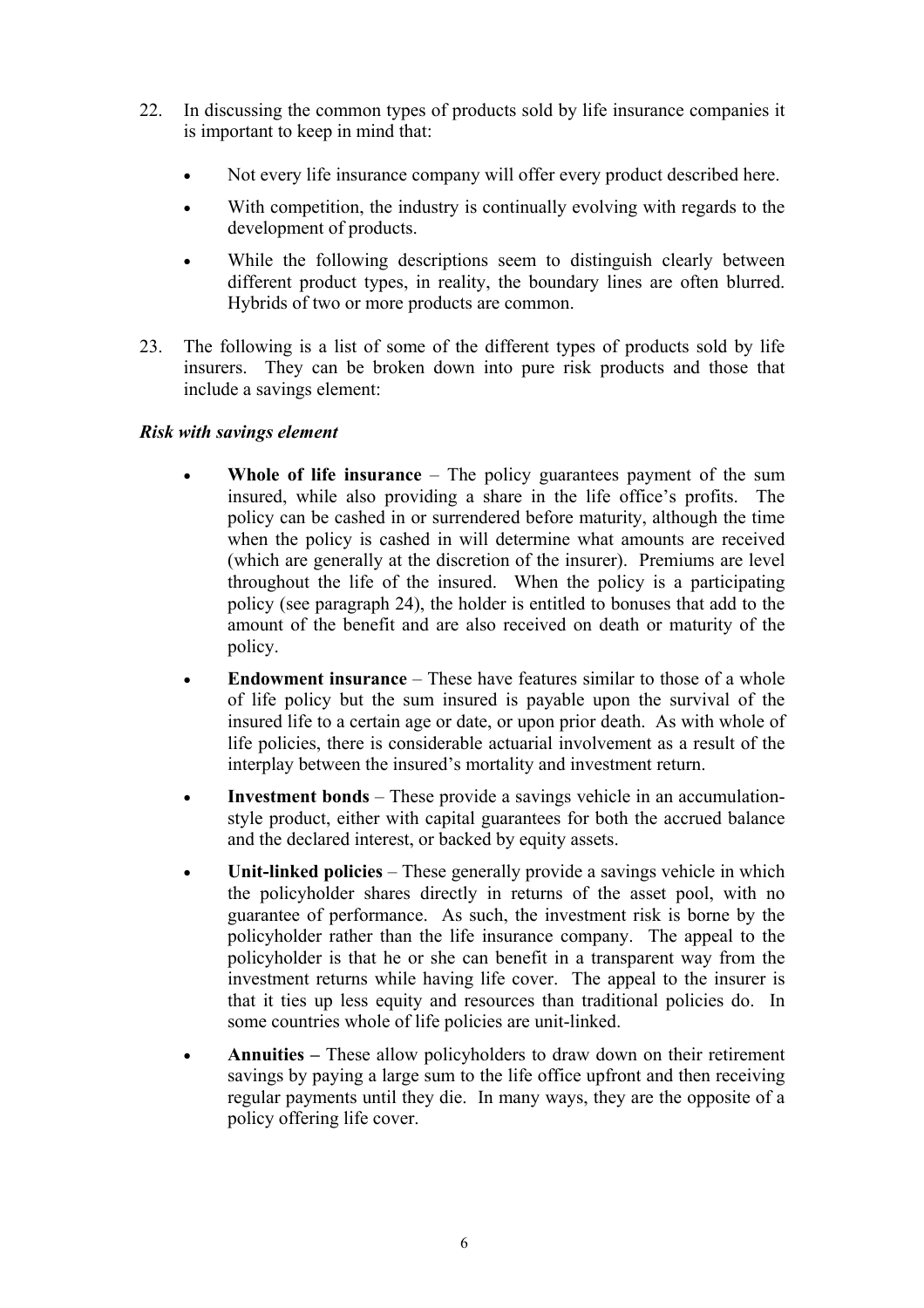22. In discussing the common types of products sold by life insurance companies it is important to keep in mind that:

    - Not every life insurance company will offer every product described here.
    - With competition, the industry is continually evolving with regards to the development of products.
    - While the following descriptions seem to distinguish clearly between different product types, in reality, the boundary lines are often blurred. Hybrids of two or more products are common.

23. The following is a list of some of the different types of products sold by life insurers. They can be broken down into pure risk products and those that include a savings element:

***Risk with savings element***

- **Whole of life insurance** – The policy guarantees payment of the sum insured, while also providing a share in the life office's profits. The policy can be cashed in or surrendered before maturity, although the time when the policy is cashed in will determine what amounts are received (which are generally at the discretion of the insurer). Premiums are level throughout the life of the insured. When the policy is a participating policy (see paragraph 24), the holder is entitled to bonuses that add to the amount of the benefit and are also received on death or maturity of the policy.
- **Endowment insurance** – These have features similar to those of a whole of life policy but the sum insured is payable upon the survival of the insured life to a certain age or date, or upon prior death. As with whole of life policies, there is considerable actuarial involvement as a result of the interplay between the insured's mortality and investment return.
- **Investment bonds** – These provide a savings vehicle in an accumulation-style product, either with capital guarantees for both the accrued balance and the declared interest, or backed by equity assets.
- **Unit-linked policies** – These generally provide a savings vehicle in which the policyholder shares directly in returns of the asset pool, with no guarantee of performance. As such, the investment risk is borne by the policyholder rather than the life insurance company. The appeal to the policyholder is that he or she can benefit in a transparent way from the investment returns while having life cover. The appeal to the insurer is that it ties up less equity and resources than traditional policies do. In some countries whole of life policies are unit-linked.
- **Annuities –** These allow policyholders to draw down on their retirement savings by paying a large sum to the life office upfront and then receiving regular payments until they die. In many ways, they are the opposite of a policy offering life cover.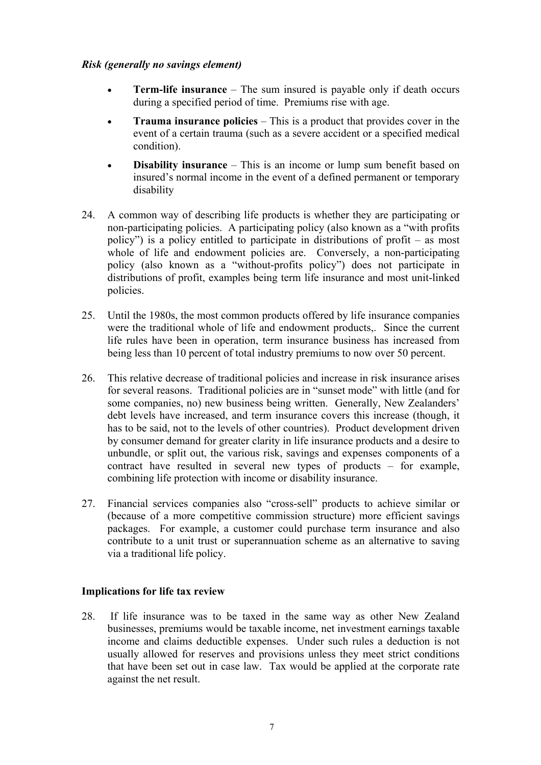*Risk (generally no savings element)*

- **Term-life insurance** – The sum insured is payable only if death occurs during a specified period of time. Premiums rise with age.
- **Trauma insurance policies** – This is a product that provides cover in the event of a certain trauma (such as a severe accident or a specified medical condition).
- **Disability insurance** – This is an income or lump sum benefit based on insured's normal income in the event of a defined permanent or temporary disability

24. A common way of describing life products is whether they are participating or non-participating policies. A participating policy (also known as a "with profits policy") is a policy entitled to participate in distributions of profit – as most whole of life and endowment policies are. Conversely, a non-participating policy (also known as a "without-profits policy") does not participate in distributions of profit, examples being term life insurance and most unit-linked policies.

25. Until the 1980s, the most common products offered by life insurance companies were the traditional whole of life and endowment products,. Since the current life rules have been in operation, term insurance business has increased from being less than 10 percent of total industry premiums to now over 50 percent.

26. This relative decrease of traditional policies and increase in risk insurance arises for several reasons. Traditional policies are in "sunset mode" with little (and for some companies, no) new business being written. Generally, New Zealanders' debt levels have increased, and term insurance covers this increase (though, it has to be said, not to the levels of other countries). Product development driven by consumer demand for greater clarity in life insurance products and a desire to unbundle, or split out, the various risk, savings and expenses components of a contract have resulted in several new types of products – for example, combining life protection with income or disability insurance.

27. Financial services companies also "cross-sell" products to achieve similar or (because of a more competitive commission structure) more efficient savings packages. For example, a customer could purchase term insurance and also contribute to a unit trust or superannuation scheme as an alternative to saving via a traditional life policy.

## Implications for life tax review

28. If life insurance was to be taxed in the same way as other New Zealand businesses, premiums would be taxable income, net investment earnings taxable income and claims deductible expenses. Under such rules a deduction is not usually allowed for reserves and provisions unless they meet strict conditions that have been set out in case law. Tax would be applied at the corporate rate against the net result.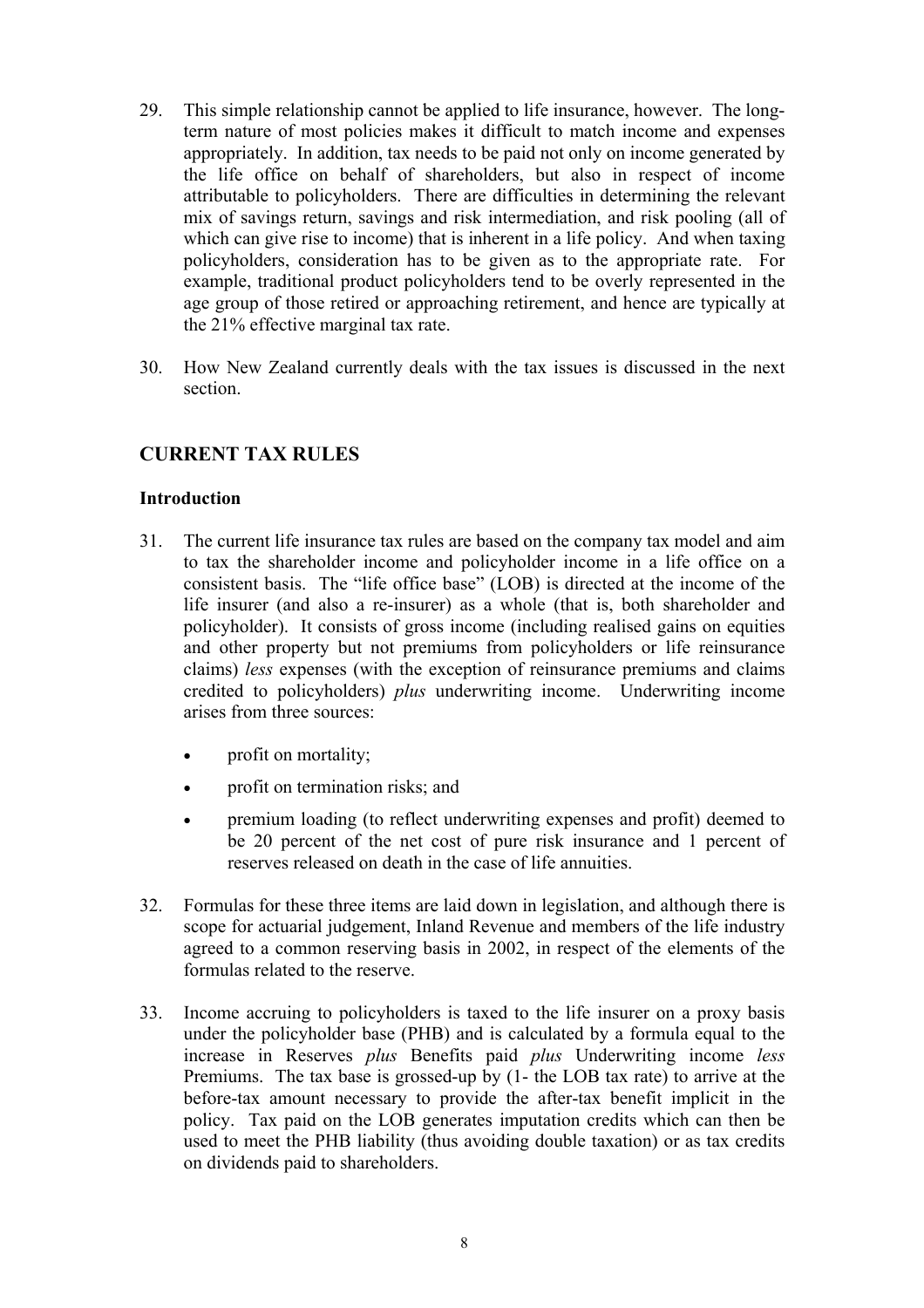29. This simple relationship cannot be applied to life insurance, however. The long-term nature of most policies makes it difficult to match income and expenses appropriately. In addition, tax needs to be paid not only on income generated by the life office on behalf of shareholders, but also in respect of income attributable to policyholders. There are difficulties in determining the relevant mix of savings return, savings and risk intermediation, and risk pooling (all of which can give rise to income) that is inherent in a life policy. And when taxing policyholders, consideration has to be given as to the appropriate rate. For example, traditional product policyholders tend to be overly represented in the age group of those retired or approaching retirement, and hence are typically at the 21% effective marginal tax rate.

30. How New Zealand currently deals with the tax issues is discussed in the next section.

## CURRENT TAX RULES

### Introduction

31. The current life insurance tax rules are based on the company tax model and aim to tax the shareholder income and policyholder income in a life office on a consistent basis. The "life office base" (LOB) is directed at the income of the life insurer (and also a re-insurer) as a whole (that is, both shareholder and policyholder). It consists of gross income (including realised gains on equities and other property but not premiums from policyholders or life reinsurance claims) *less* expenses (with the exception of reinsurance premiums and claims credited to policyholders) *plus* underwriting income. Underwriting income arises from three sources:

   - profit on mortality;
   - profit on termination risks; and
   - premium loading (to reflect underwriting expenses and profit) deemed to be 20 percent of the net cost of pure risk insurance and 1 percent of reserves released on death in the case of life annuities.

32. Formulas for these three items are laid down in legislation, and although there is scope for actuarial judgement, Inland Revenue and members of the life industry agreed to a common reserving basis in 2002, in respect of the elements of the formulas related to the reserve.

33. Income accruing to policyholders is taxed to the life insurer on a proxy basis under the policyholder base (PHB) and is calculated by a formula equal to the increase in Reserves *plus* Benefits paid *plus* Underwriting income *less* Premiums. The tax base is grossed-up by (1- the LOB tax rate) to arrive at the before-tax amount necessary to provide the after-tax benefit implicit in the policy. Tax paid on the LOB generates imputation credits which can then be used to meet the PHB liability (thus avoiding double taxation) or as tax credits on dividends paid to shareholders.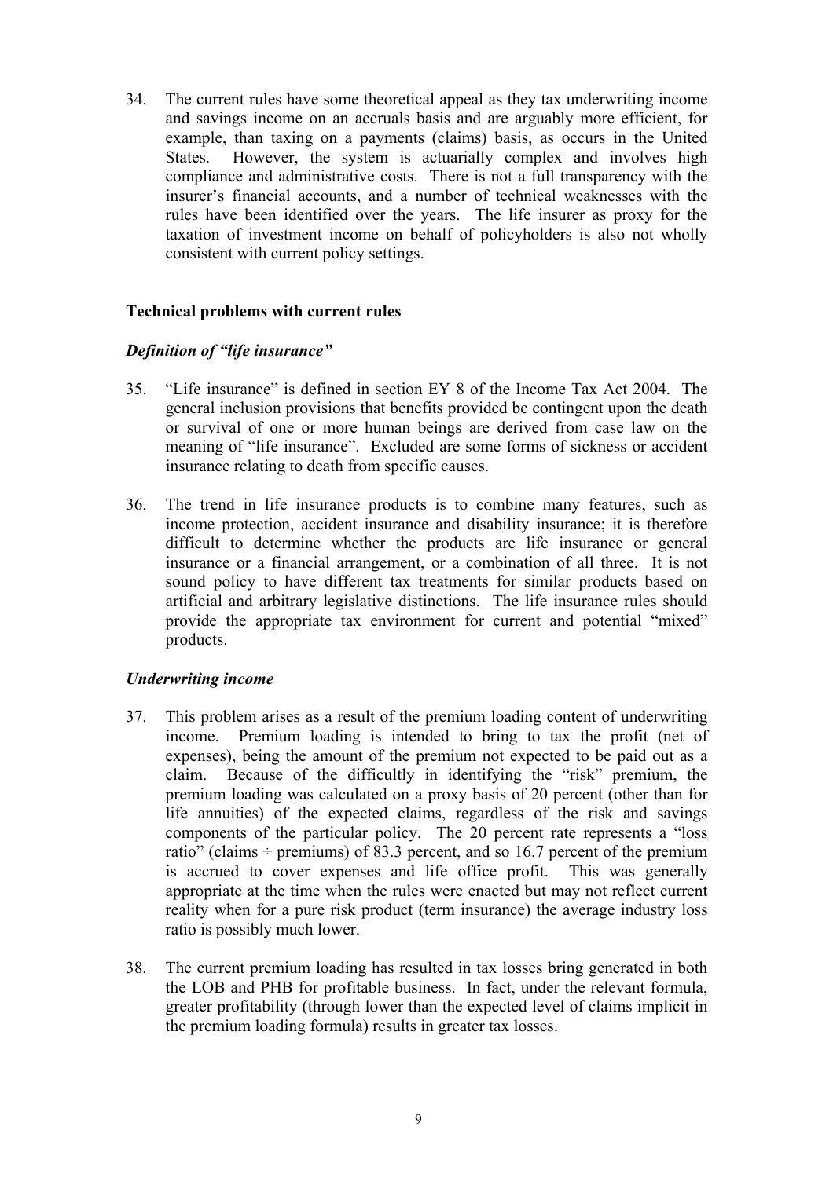34. The current rules have some theoretical appeal as they tax underwriting income and savings income on an accruals basis and are arguably more efficient, for example, than taxing on a payments (claims) basis, as occurs in the United States. However, the system is actuarially complex and involves high compliance and administrative costs. There is not a full transparency with the insurer's financial accounts, and a number of technical weaknesses with the rules have been identified over the years. The life insurer as proxy for the taxation of investment income on behalf of policyholders is also not wholly consistent with current policy settings.

### Technical problems with current rules

#### *Definition of "life insurance"*

35. "Life insurance" is defined in section EY 8 of the Income Tax Act 2004. The general inclusion provisions that benefits provided be contingent upon the death or survival of one or more human beings are derived from case law on the meaning of "life insurance". Excluded are some forms of sickness or accident insurance relating to death from specific causes.

36. The trend in life insurance products is to combine many features, such as income protection, accident insurance and disability insurance; it is therefore difficult to determine whether the products are life insurance or general insurance or a financial arrangement, or a combination of all three. It is not sound policy to have different tax treatments for similar products based on artificial and arbitrary legislative distinctions. The life insurance rules should provide the appropriate tax environment for current and potential "mixed" products.

#### *Underwriting income*

37. This problem arises as a result of the premium loading content of underwriting income. Premium loading is intended to bring to tax the profit (net of expenses), being the amount of the premium not expected to be paid out as a claim. Because of the difficultly in identifying the "risk" premium, the premium loading was calculated on a proxy basis of 20 percent (other than for life annuities) of the expected claims, regardless of the risk and savings components of the particular policy. The 20 percent rate represents a "loss ratio" (claims ÷ premiums) of 83.3 percent, and so 16.7 percent of the premium is accrued to cover expenses and life office profit. This was generally appropriate at the time when the rules were enacted but may not reflect current reality when for a pure risk product (term insurance) the average industry loss ratio is possibly much lower.

38. The current premium loading has resulted in tax losses bring generated in both the LOB and PHB for profitable business. In fact, under the relevant formula, greater profitability (through lower than the expected level of claims implicit in the premium loading formula) results in greater tax losses.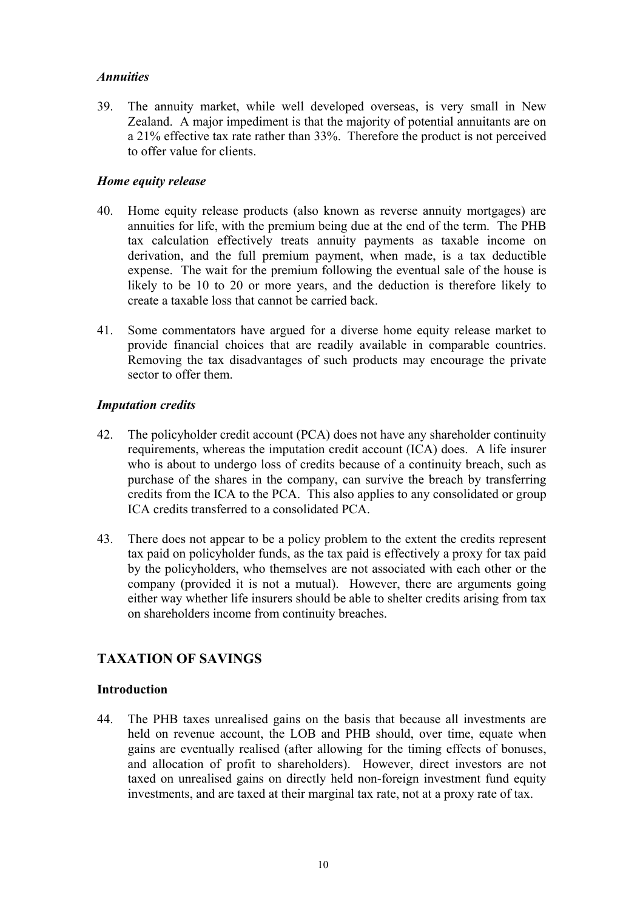### *Annuities*

39. The annuity market, while well developed overseas, is very small in New Zealand. A major impediment is that the majority of potential annuitants are on a 21% effective tax rate rather than 33%. Therefore the product is not perceived to offer value for clients.

### *Home equity release*

40. Home equity release products (also known as reverse annuity mortgages) are annuities for life, with the premium being due at the end of the term. The PHB tax calculation effectively treats annuity payments as taxable income on derivation, and the full premium payment, when made, is a tax deductible expense. The wait for the premium following the eventual sale of the house is likely to be 10 to 20 or more years, and the deduction is therefore likely to create a taxable loss that cannot be carried back.

41. Some commentators have argued for a diverse home equity release market to provide financial choices that are readily available in comparable countries. Removing the tax disadvantages of such products may encourage the private sector to offer them.

### *Imputation credits*

42. The policyholder credit account (PCA) does not have any shareholder continuity requirements, whereas the imputation credit account (ICA) does. A life insurer who is about to undergo loss of credits because of a continuity breach, such as purchase of the shares in the company, can survive the breach by transferring credits from the ICA to the PCA. This also applies to any consolidated or group ICA credits transferred to a consolidated PCA.

43. There does not appear to be a policy problem to the extent the credits represent tax paid on policyholder funds, as the tax paid is effectively a proxy for tax paid by the policyholders, who themselves are not associated with each other or the company (provided it is not a mutual). However, there are arguments going either way whether life insurers should be able to shelter credits arising from tax on shareholders income from continuity breaches.

## TAXATION OF SAVINGS

### Introduction

44. The PHB taxes unrealised gains on the basis that because all investments are held on revenue account, the LOB and PHB should, over time, equate when gains are eventually realised (after allowing for the timing effects of bonuses, and allocation of profit to shareholders). However, direct investors are not taxed on unrealised gains on directly held non-foreign investment fund equity investments, and are taxed at their marginal tax rate, not at a proxy rate of tax.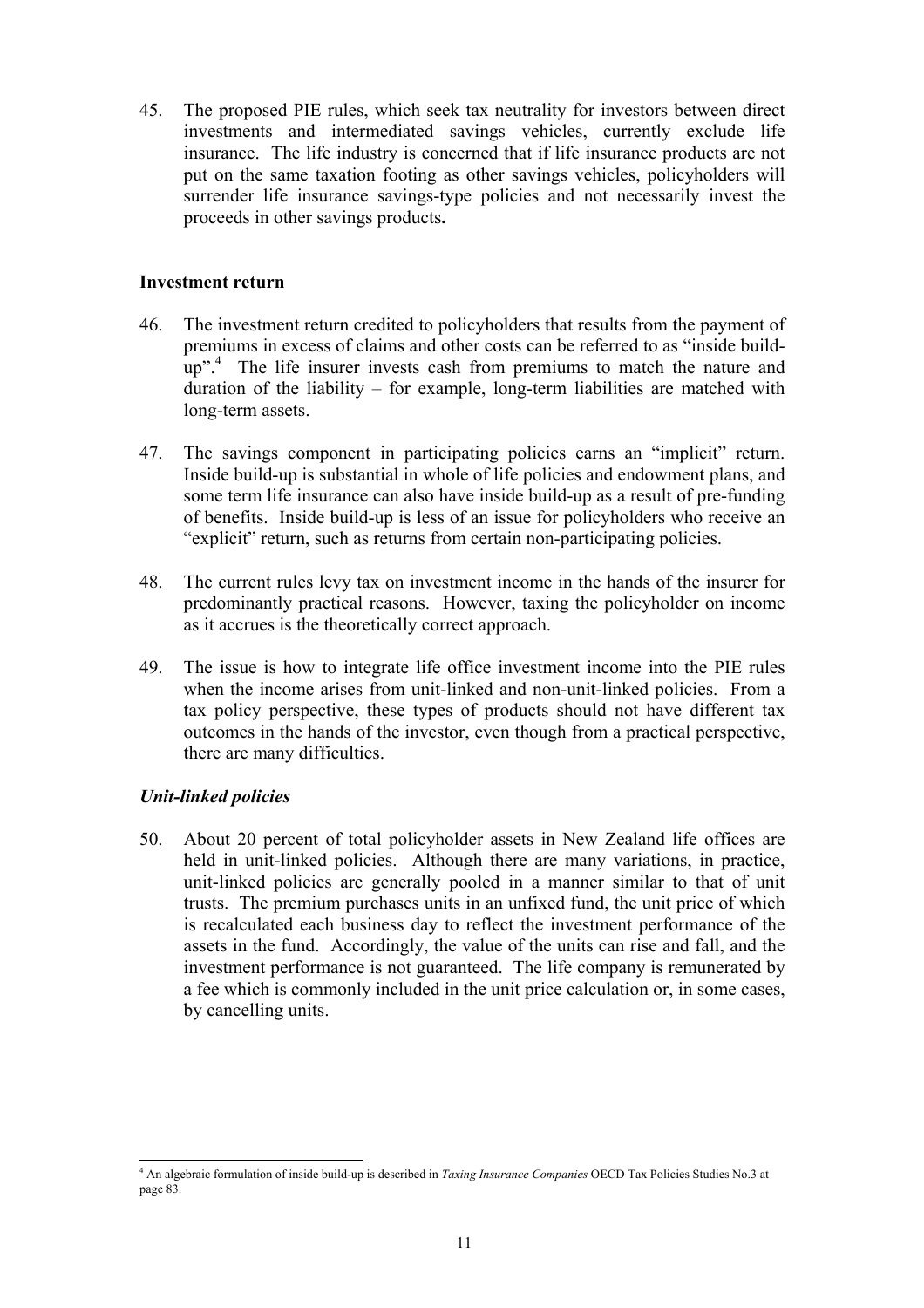45. The proposed PIE rules, which seek tax neutrality for investors between direct investments and intermediated savings vehicles, currently exclude life insurance. The life industry is concerned that if life insurance products are not put on the same taxation footing as other savings vehicles, policyholders will surrender life insurance savings-type policies and not necessarily invest the proceeds in other savings products**.**

## Investment return

46. The investment return credited to policyholders that results from the payment of premiums in excess of claims and other costs can be referred to as "inside build-up".[4] The life insurer invests cash from premiums to match the nature and duration of the liability – for example, long-term liabilities are matched with long-term assets.

47. The savings component in participating policies earns an "implicit" return. Inside build-up is substantial in whole of life policies and endowment plans, and some term life insurance can also have inside build-up as a result of pre-funding of benefits. Inside build-up is less of an issue for policyholders who receive an "explicit" return, such as returns from certain non-participating policies.

48. The current rules levy tax on investment income in the hands of the insurer for predominantly practical reasons. However, taxing the policyholder on income as it accrues is the theoretically correct approach.

49. The issue is how to integrate life office investment income into the PIE rules when the income arises from unit-linked and non-unit-linked policies. From a tax policy perspective, these types of products should not have different tax outcomes in the hands of the investor, even though from a practical perspective, there are many difficulties.

### *Unit-linked policies*

50. About 20 percent of total policyholder assets in New Zealand life offices are held in unit-linked policies. Although there are many variations, in practice, unit-linked policies are generally pooled in a manner similar to that of unit trusts. The premium purchases units in an unfixed fund, the unit price of which is recalculated each business day to reflect the investment performance of the assets in the fund. Accordingly, the value of the units can rise and fall, and the investment performance is not guaranteed. The life company is remunerated by a fee which is commonly included in the unit price calculation or, in some cases, by cancelling units.

---

[4] An algebraic formulation of inside build-up is described in *Taxing Insurance Companies* OECD Tax Policies Studies No.3 at page 83.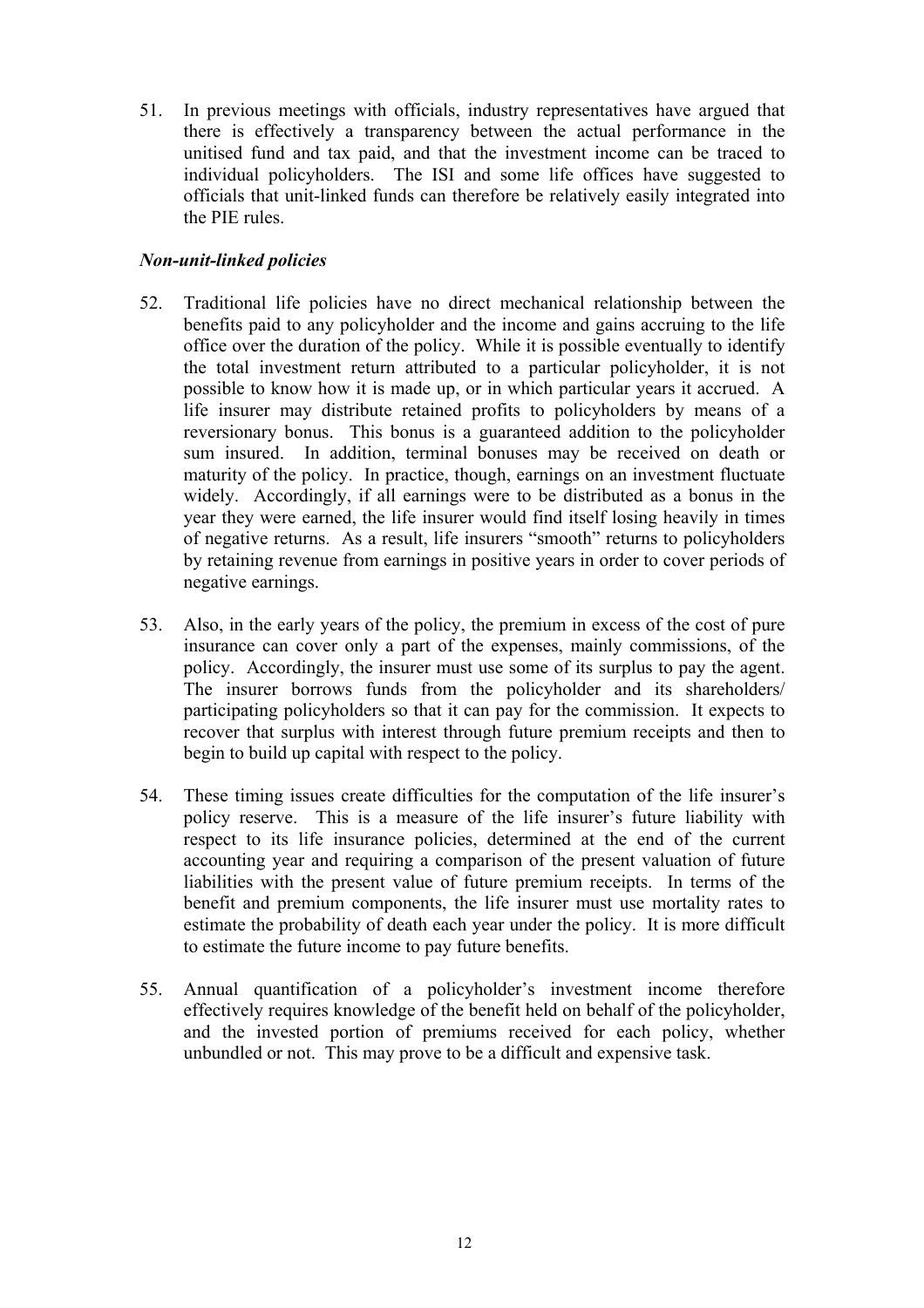51. In previous meetings with officials, industry representatives have argued that there is effectively a transparency between the actual performance in the unitised fund and tax paid, and that the investment income can be traced to individual policyholders. The ISI and some life offices have suggested to officials that unit-linked funds can therefore be relatively easily integrated into the PIE rules.

### *Non-unit-linked policies*

52. Traditional life policies have no direct mechanical relationship between the benefits paid to any policyholder and the income and gains accruing to the life office over the duration of the policy. While it is possible eventually to identify the total investment return attributed to a particular policyholder, it is not possible to know how it is made up, or in which particular years it accrued. A life insurer may distribute retained profits to policyholders by means of a reversionary bonus. This bonus is a guaranteed addition to the policyholder sum insured. In addition, terminal bonuses may be received on death or maturity of the policy. In practice, though, earnings on an investment fluctuate widely. Accordingly, if all earnings were to be distributed as a bonus in the year they were earned, the life insurer would find itself losing heavily in times of negative returns. As a result, life insurers "smooth" returns to policyholders by retaining revenue from earnings in positive years in order to cover periods of negative earnings.

53. Also, in the early years of the policy, the premium in excess of the cost of pure insurance can cover only a part of the expenses, mainly commissions, of the policy. Accordingly, the insurer must use some of its surplus to pay the agent. The insurer borrows funds from the policyholder and its shareholders/ participating policyholders so that it can pay for the commission. It expects to recover that surplus with interest through future premium receipts and then to begin to build up capital with respect to the policy.

54. These timing issues create difficulties for the computation of the life insurer's policy reserve. This is a measure of the life insurer's future liability with respect to its life insurance policies, determined at the end of the current accounting year and requiring a comparison of the present valuation of future liabilities with the present value of future premium receipts. In terms of the benefit and premium components, the life insurer must use mortality rates to estimate the probability of death each year under the policy. It is more difficult to estimate the future income to pay future benefits.

55. Annual quantification of a policyholder's investment income therefore effectively requires knowledge of the benefit held on behalf of the policyholder, and the invested portion of premiums received for each policy, whether unbundled or not. This may prove to be a difficult and expensive task.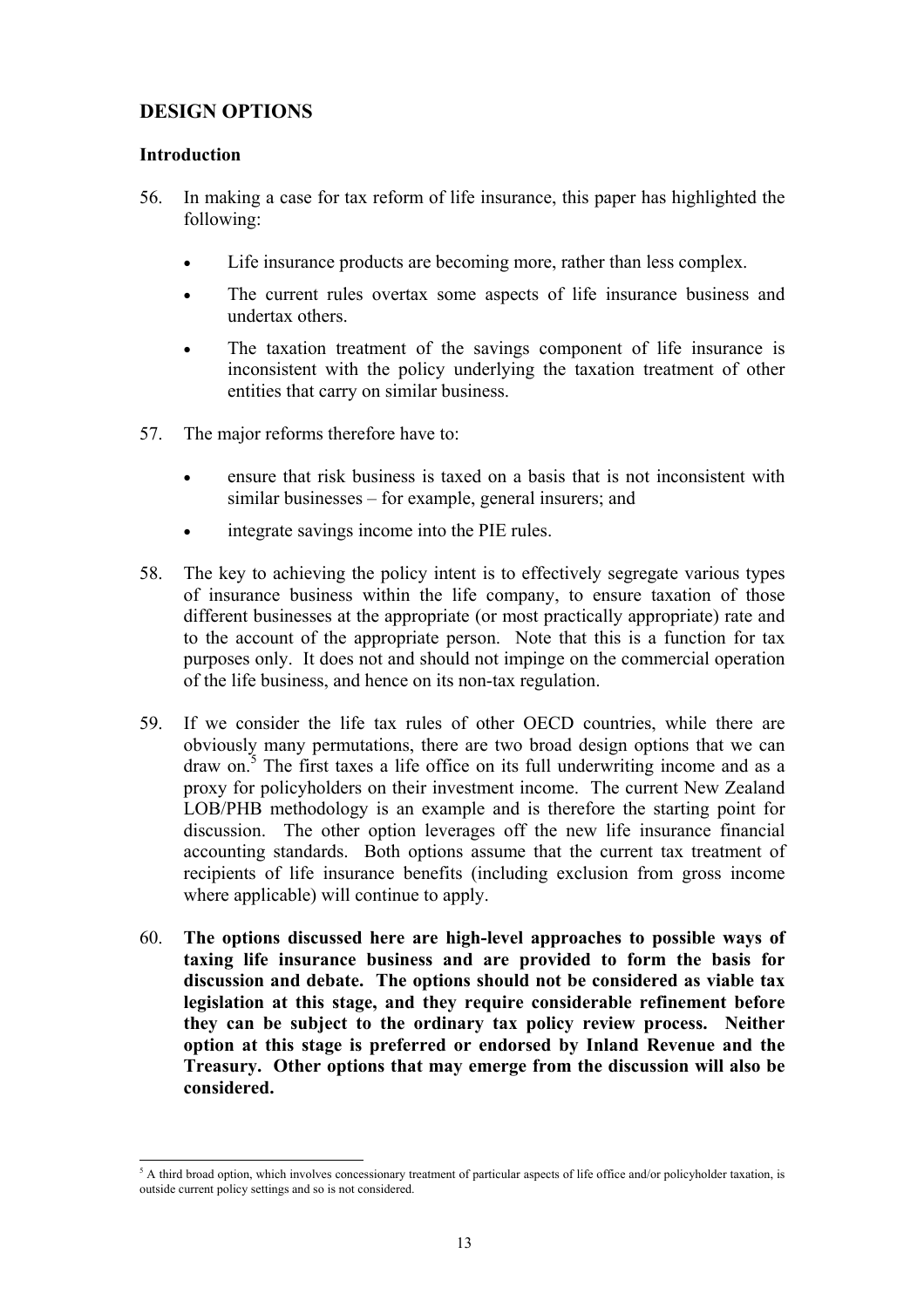## DESIGN OPTIONS

### Introduction

56. In making a case for tax reform of life insurance, this paper has highlighted the following:

    - Life insurance products are becoming more, rather than less complex.
    - The current rules overtax some aspects of life insurance business and undertax others.
    - The taxation treatment of the savings component of life insurance is inconsistent with the policy underlying the taxation treatment of other entities that carry on similar business.

57. The major reforms therefore have to:

    - ensure that risk business is taxed on a basis that is not inconsistent with similar businesses – for example, general insurers; and
    - integrate savings income into the PIE rules.

58. The key to achieving the policy intent is to effectively segregate various types of insurance business within the life company, to ensure taxation of those different businesses at the appropriate (or most practically appropriate) rate and to the account of the appropriate person. Note that this is a function for tax purposes only. It does not and should not impinge on the commercial operation of the life business, and hence on its non-tax regulation.

59. If we consider the life tax rules of other OECD countries, while there are obviously many permutations, there are two broad design options that we can draw on.[5] The first taxes a life office on its full underwriting income and as a proxy for policyholders on their investment income. The current New Zealand LOB/PHB methodology is an example and is therefore the starting point for discussion. The other option leverages off the new life insurance financial accounting standards. Both options assume that the current tax treatment of recipients of life insurance benefits (including exclusion from gross income where applicable) will continue to apply.

60. **The options discussed here are high-level approaches to possible ways of taxing life insurance business and are provided to form the basis for discussion and debate. The options should not be considered as viable tax legislation at this stage, and they require considerable refinement before they can be subject to the ordinary tax policy review process. Neither option at this stage is preferred or endorsed by Inland Revenue and the Treasury. Other options that may emerge from the discussion will also be considered.**

---

[5] A third broad option, which involves concessionary treatment of particular aspects of life office and/or policyholder taxation, is outside current policy settings and so is not considered.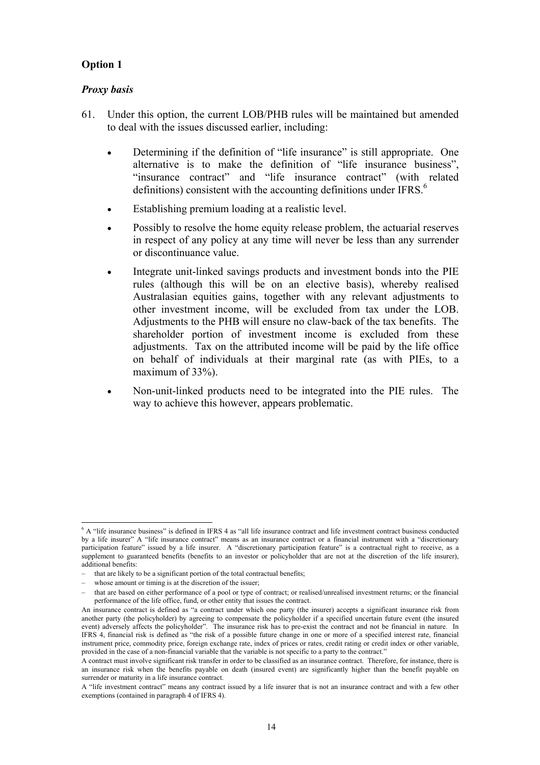**Option 1**

***Proxy basis***

61. Under this option, the current LOB/PHB rules will be maintained but amended to deal with the issues discussed earlier, including:

   - Determining if the definition of "life insurance" is still appropriate. One alternative is to make the definition of "life insurance business", "insurance contract" and "life insurance contract" (with related definitions) consistent with the accounting definitions under IFRS.[6]
   - Establishing premium loading at a realistic level.
   - Possibly to resolve the home equity release problem, the actuarial reserves in respect of any policy at any time will never be less than any surrender or discontinuance value.
   - Integrate unit-linked savings products and investment bonds into the PIE rules (although this will be on an elective basis), whereby realised Australasian equities gains, together with any relevant adjustments to other investment income, will be excluded from tax under the LOB. Adjustments to the PHB will ensure no claw-back of the tax benefits. The shareholder portion of investment income is excluded from these adjustments. Tax on the attributed income will be paid by the life office on behalf of individuals at their marginal rate (as with PIEs, to a maximum of 33%).
   - Non-unit-linked products need to be integrated into the PIE rules. The way to achieve this however, appears problematic.

---

[6] A "life insurance business" is defined in IFRS 4 as "all life insurance contract and life investment contract business conducted by a life insurer" A "life insurance contract" means as an insurance contract or a financial instrument with a "discretionary participation feature" issued by a life insurer. A "discretionary participation feature" is a contractual right to receive, as a supplement to guaranteed benefits (benefits to an investor or policyholder that are not at the discretion of the life insurer), additional benefits:

– that are likely to be a significant portion of the total contractual benefits;
– whose amount or timing is at the discretion of the issuer;
– that are based on either performance of a pool or type of contract; or realised/unrealised investment returns; or the financial performance of the life office, fund, or other entity that issues the contract.

An insurance contract is defined as "a contract under which one party (the insurer) accepts a significant insurance risk from another party (the policyholder) by agreeing to compensate the policyholder if a specified uncertain future event (the insured event) adversely affects the policyholder". The insurance risk has to pre-exist the contract and not be financial in nature. In IFRS 4, financial risk is defined as "the risk of a possible future change in one or more of a specified interest rate, financial instrument price, commodity price, foreign exchange rate, index of prices or rates, credit rating or credit index or other variable, provided in the case of a non-financial variable that the variable is not specific to a party to the contract."

A contract must involve significant risk transfer in order to be classified as an insurance contract. Therefore, for instance, there is an insurance risk when the benefits payable on death (insured event) are significantly higher than the benefit payable on surrender or maturity in a life insurance contract.

A "life investment contract" means any contract issued by a life insurer that is not an insurance contract and with a few other exemptions (contained in paragraph 4 of IFRS 4).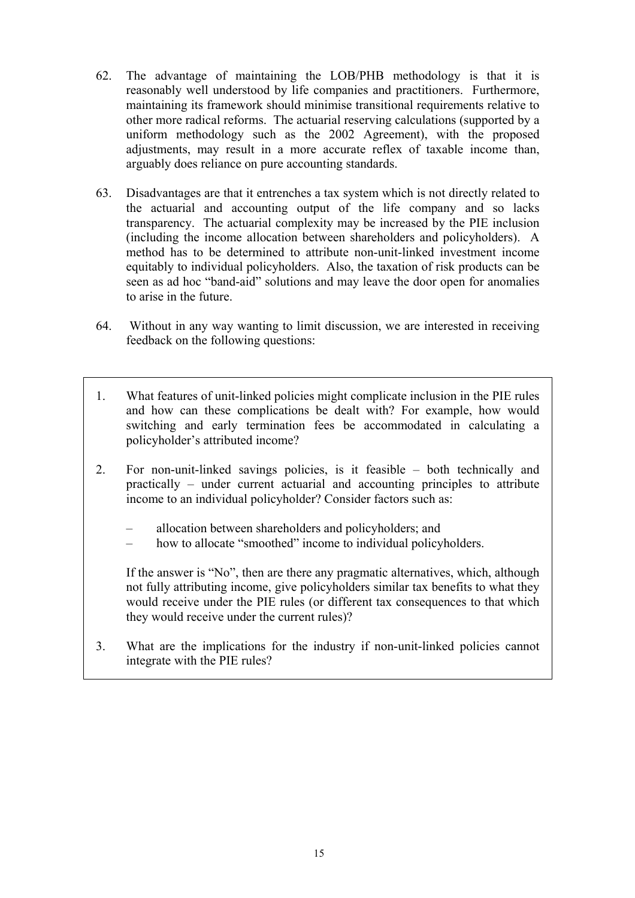62. The advantage of maintaining the LOB/PHB methodology is that it is reasonably well understood by life companies and practitioners. Furthermore, maintaining its framework should minimise transitional requirements relative to other more radical reforms. The actuarial reserving calculations (supported by a uniform methodology such as the 2002 Agreement), with the proposed adjustments, may result in a more accurate reflex of taxable income than, arguably does reliance on pure accounting standards.

63. Disadvantages are that it entrenches a tax system which is not directly related to the actuarial and accounting output of the life company and so lacks transparency. The actuarial complexity may be increased by the PIE inclusion (including the income allocation between shareholders and policyholders). A method has to be determined to attribute non-unit-linked investment income equitably to individual policyholders. Also, the taxation of risk products can be seen as ad hoc "band-aid" solutions and may leave the door open for anomalies to arise in the future.

64. Without in any way wanting to limit discussion, we are interested in receiving feedback on the following questions:

> 1. What features of unit-linked policies might complicate inclusion in the PIE rules and how can these complications be dealt with? For example, how would switching and early termination fees be accommodated in calculating a policyholder's attributed income?
>
> 2. For non-unit-linked savings policies, is it feasible – both technically and practically – under current actuarial and accounting principles to attribute income to an individual policyholder? Consider factors such as:
>
>    – allocation between shareholders and policyholders; and
>
>    – how to allocate "smoothed" income to individual policyholders.
>
>    If the answer is "No", then are there any pragmatic alternatives, which, although not fully attributing income, give policyholders similar tax benefits to what they would receive under the PIE rules (or different tax consequences to that which they would receive under the current rules)?
>
> 3. What are the implications for the industry if non-unit-linked policies cannot integrate with the PIE rules?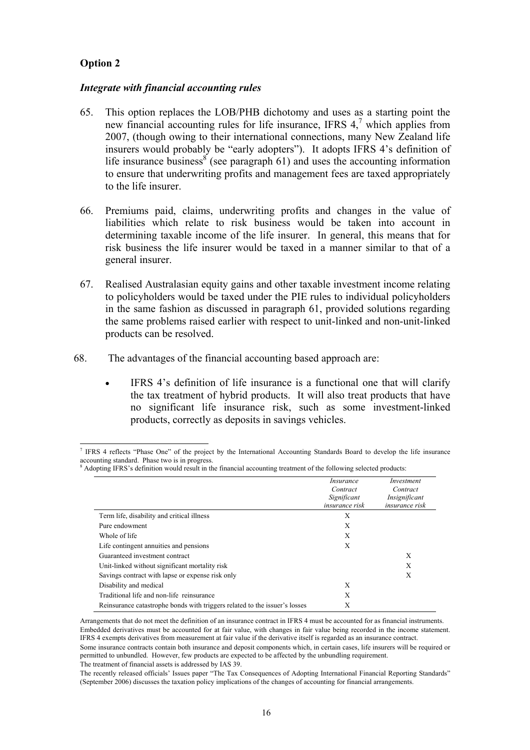### Option 2

#### *Integrate with financial accounting rules*

65. This option replaces the LOB/PHB dichotomy and uses as a starting point the new financial accounting rules for life insurance, IFRS 4,[7] which applies from 2007, (though owing to their international connections, many New Zealand life insurers would probably be "early adopters"). It adopts IFRS 4's definition of life insurance business[8] (see paragraph 61) and uses the accounting information to ensure that underwriting profits and management fees are taxed appropriately to the life insurer.

66. Premiums paid, claims, underwriting profits and changes in the value of liabilities which relate to risk business would be taken into account in determining taxable income of the life insurer. In general, this means that for risk business the life insurer would be taxed in a manner similar to that of a general insurer.

67. Realised Australasian equity gains and other taxable investment income relating to policyholders would be taxed under the PIE rules to individual policyholders in the same fashion as discussed in paragraph 61, provided solutions regarding the same problems raised earlier with respect to unit-linked and non-unit-linked products can be resolved.

68. The advantages of the financial accounting based approach are:

- IFRS 4's definition of life insurance is a functional one that will clarify the tax treatment of hybrid products. It will also treat products that have no significant life insurance risk, such as some investment-linked products, correctly as deposits in savings vehicles.

---

[7] IFRS 4 reflects "Phase One" of the project by the International Accounting Standards Board to develop the life insurance accounting standard. Phase two is in progress.

[8] Adopting IFRS's definition would result in the financial accounting treatment of the following selected products:

| | *Insurance Contract Significant insurance risk* | *Investment Contract Insignificant insurance risk* |
|---|---|---|
| Term life, disability and critical illness | X | |
| Pure endowment | X | |
| Whole of life | X | |
| Life contingent annuities and pensions | X | |
| Guaranteed investment contract | | X |
| Unit-linked without significant mortality risk | | X |
| Savings contract with lapse or expense risk only | | X |
| Disability and medical | X | |
| Traditional life and non-life reinsurance | X | |
| Reinsurance catastrophe bonds with triggers related to the issuer's losses | X | |

Arrangements that do not meet the definition of an insurance contract in IFRS 4 must be accounted for as financial instruments. Embedded derivatives must be accounted for at fair value, with changes in fair value being recorded in the income statement. IFRS 4 exempts derivatives from measurement at fair value if the derivative itself is regarded as an insurance contract.

Some insurance contracts contain both insurance and deposit components which, in certain cases, life insurers will be required or permitted to unbundled. However, few products are expected to be affected by the unbundling requirement.

The treatment of financial assets is addressed by IAS 39.

The recently released officials' Issues paper "The Tax Consequences of Adopting International Financial Reporting Standards" (September 2006) discusses the taxation policy implications of the changes of accounting for financial arrangements.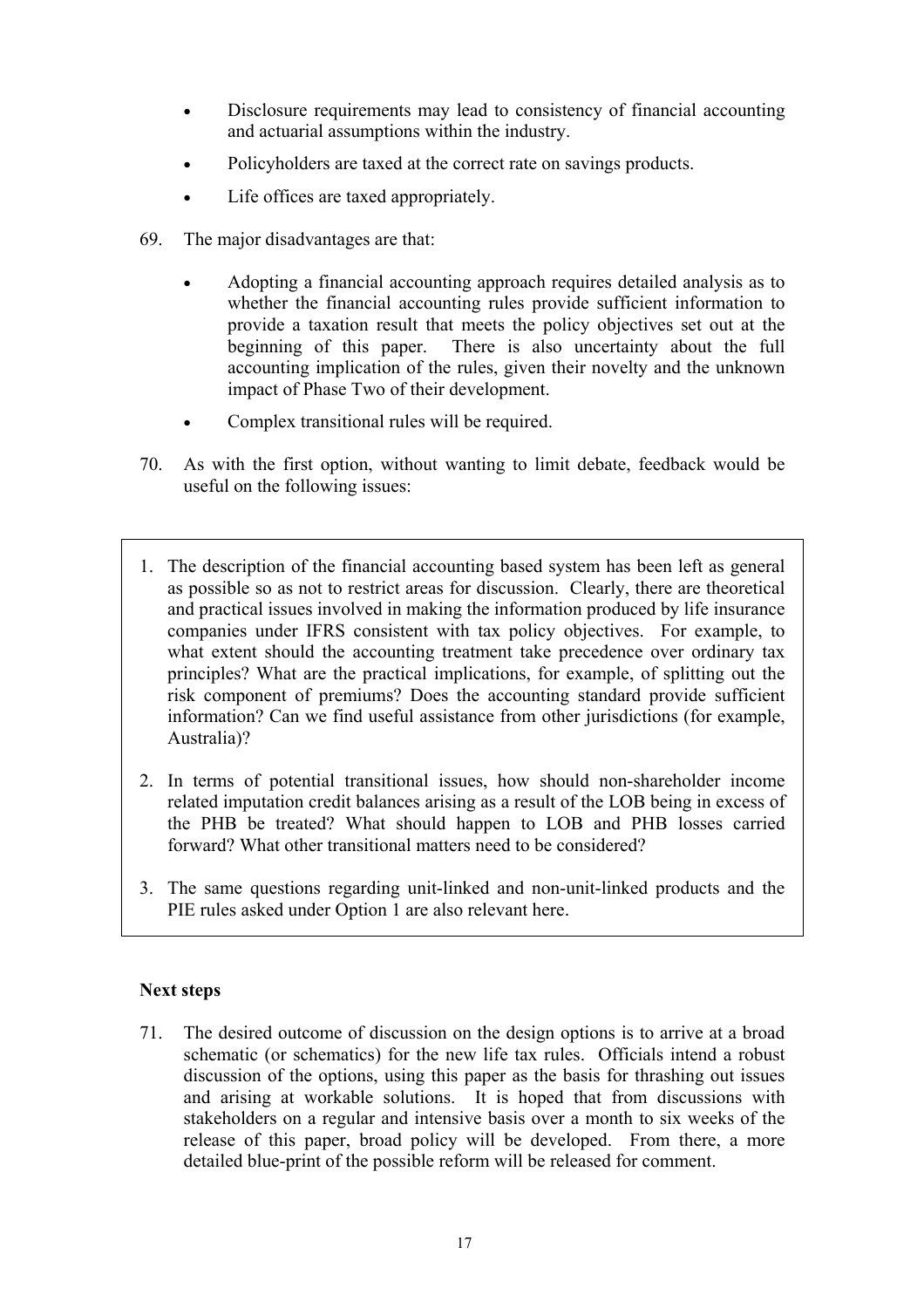- Disclosure requirements may lead to consistency of financial accounting and actuarial assumptions within the industry.
- Policyholders are taxed at the correct rate on savings products.
- Life offices are taxed appropriately.

69. The major disadvantages are that:

    - Adopting a financial accounting approach requires detailed analysis as to whether the financial accounting rules provide sufficient information to provide a taxation result that meets the policy objectives set out at the beginning of this paper. There is also uncertainty about the full accounting implication of the rules, given their novelty and the unknown impact of Phase Two of their development.
    - Complex transitional rules will be required.

70. As with the first option, without wanting to limit debate, feedback would be useful on the following issues:

> 1. The description of the financial accounting based system has been left as general as possible so as not to restrict areas for discussion. Clearly, there are theoretical and practical issues involved in making the information produced by life insurance companies under IFRS consistent with tax policy objectives. For example, to what extent should the accounting treatment take precedence over ordinary tax principles? What are the practical implications, for example, of splitting out the risk component of premiums? Does the accounting standard provide sufficient information? Can we find useful assistance from other jurisdictions (for example, Australia)?
> 2. In terms of potential transitional issues, how should non-shareholder income related imputation credit balances arising as a result of the LOB being in excess of the PHB be treated? What should happen to LOB and PHB losses carried forward? What other transitional matters need to be considered?
> 3. The same questions regarding unit-linked and non-unit-linked products and the PIE rules asked under Option 1 are also relevant here.

**Next steps**

71. The desired outcome of discussion on the design options is to arrive at a broad schematic (or schematics) for the new life tax rules. Officials intend a robust discussion of the options, using this paper as the basis for thrashing out issues and arising at workable solutions. It is hoped that from discussions with stakeholders on a regular and intensive basis over a month to six weeks of the release of this paper, broad policy will be developed. From there, a more detailed blue-print of the possible reform will be released for comment.